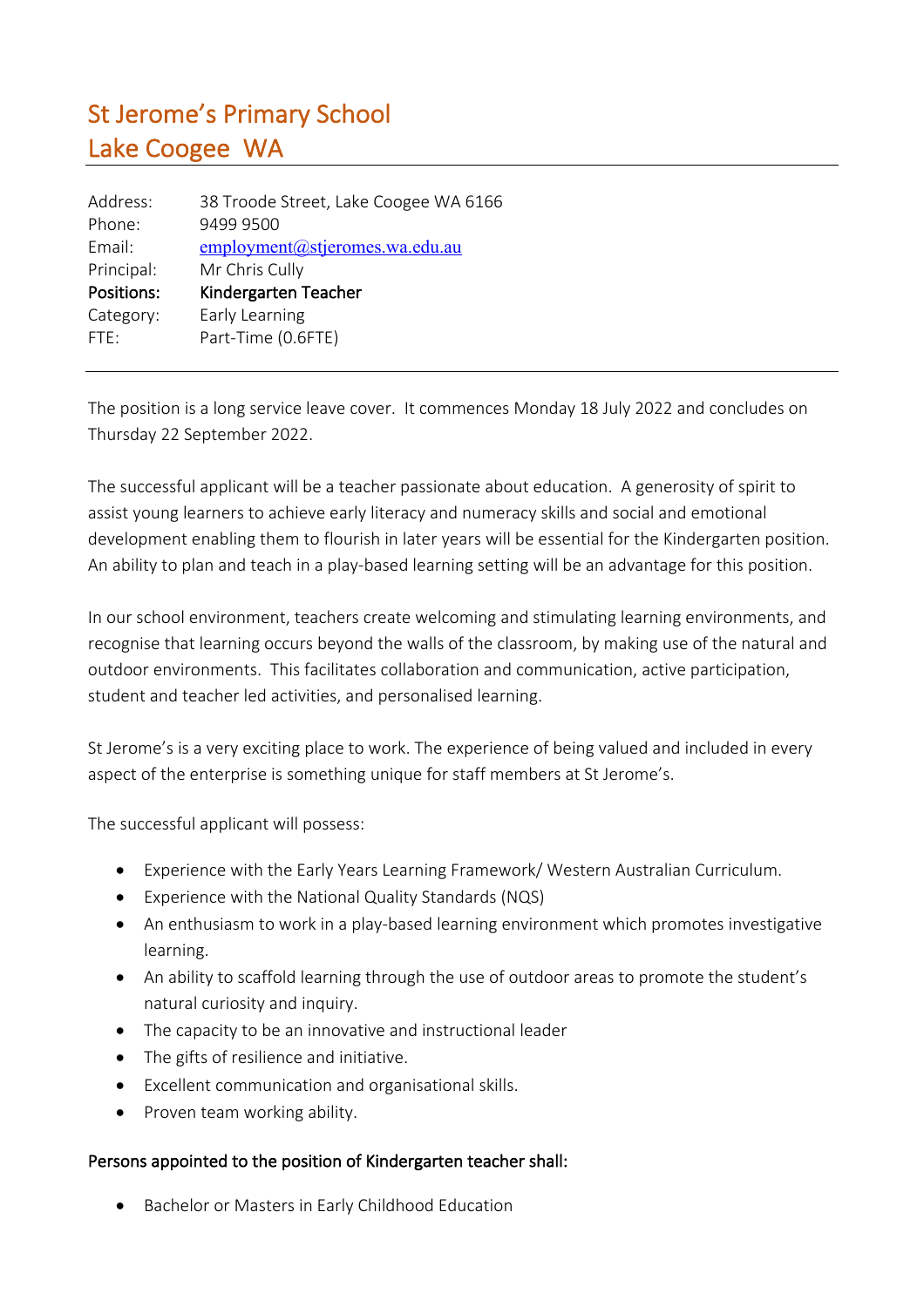# St Jerome's Primary School
# Lake Coogee WA

| | |
|---|---|
| Address: | 38 Troode Street, Lake Coogee WA 6166 |
| Phone: | 9499 9500 |
| Email: | employment@stjeromes.wa.edu.au |
| Principal: | Mr Chris Cully |
| **Positions:** | **Kindergarten Teacher** |
| Category: | Early Learning |
| FTE: | Part-Time (0.6FTE) |

The position is a long service leave cover. It commences Monday 18 July 2022 and concludes on Thursday 22 September 2022.

The successful applicant will be a teacher passionate about education. A generosity of spirit to assist young learners to achieve early literacy and numeracy skills and social and emotional development enabling them to flourish in later years will be essential for the Kindergarten position. An ability to plan and teach in a play-based learning setting will be an advantage for this position.

In our school environment, teachers create welcoming and stimulating learning environments, and recognise that learning occurs beyond the walls of the classroom, by making use of the natural and outdoor environments. This facilitates collaboration and communication, active participation, student and teacher led activities, and personalised learning.

St Jerome's is a very exciting place to work. The experience of being valued and included in every aspect of the enterprise is something unique for staff members at St Jerome's.

The successful applicant will possess:

- Experience with the Early Years Learning Framework/ Western Australian Curriculum.
- Experience with the National Quality Standards (NQS)
- An enthusiasm to work in a play-based learning environment which promotes investigative learning.
- An ability to scaffold learning through the use of outdoor areas to promote the student's natural curiosity and inquiry.
- The capacity to be an innovative and instructional leader
- The gifts of resilience and initiative.
- Excellent communication and organisational skills.
- Proven team working ability.

## Persons appointed to the position of Kindergarten teacher shall:

- Bachelor or Masters in Early Childhood Education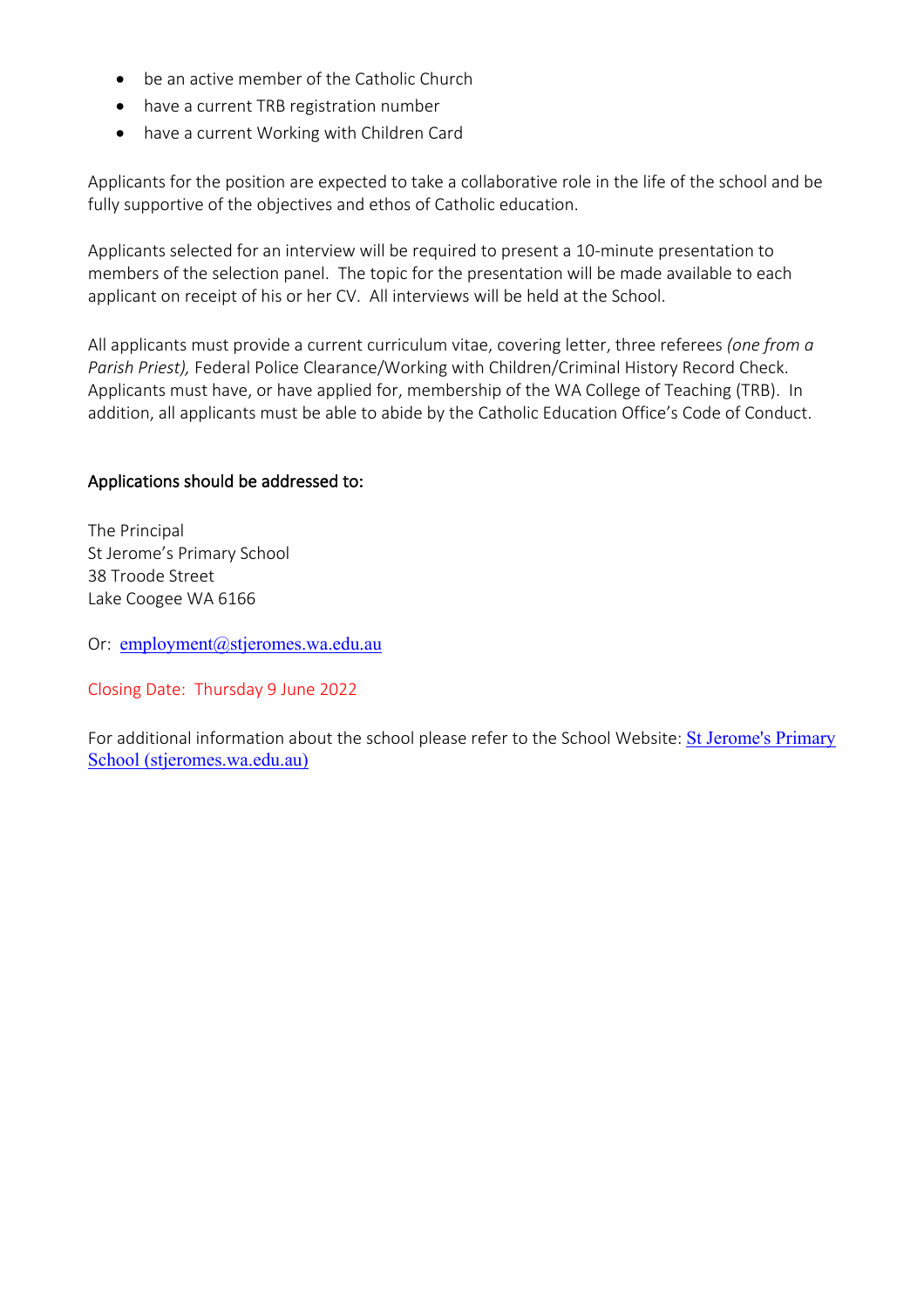- be an active member of the Catholic Church
- have a current TRB registration number
- have a current Working with Children Card

Applicants for the position are expected to take a collaborative role in the life of the school and be fully supportive of the objectives and ethos of Catholic education.

Applicants selected for an interview will be required to present a 10-minute presentation to members of the selection panel. The topic for the presentation will be made available to each applicant on receipt of his or her CV. All interviews will be held at the School.

All applicants must provide a current curriculum vitae, covering letter, three referees *(one from a Parish Priest),* Federal Police Clearance/Working with Children/Criminal History Record Check. Applicants must have, or have applied for, membership of the WA College of Teaching (TRB). In addition, all applicants must be able to abide by the Catholic Education Office's Code of Conduct.

**Applications should be addressed to:**

The Principal
St Jerome's Primary School
38 Troode Street
Lake Coogee WA 6166

Or: employment@stjeromes.wa.edu.au

Closing Date: Thursday 9 June 2022

For additional information about the school please refer to the School Website: St Jerome's Primary School (stjeromes.wa.edu.au)